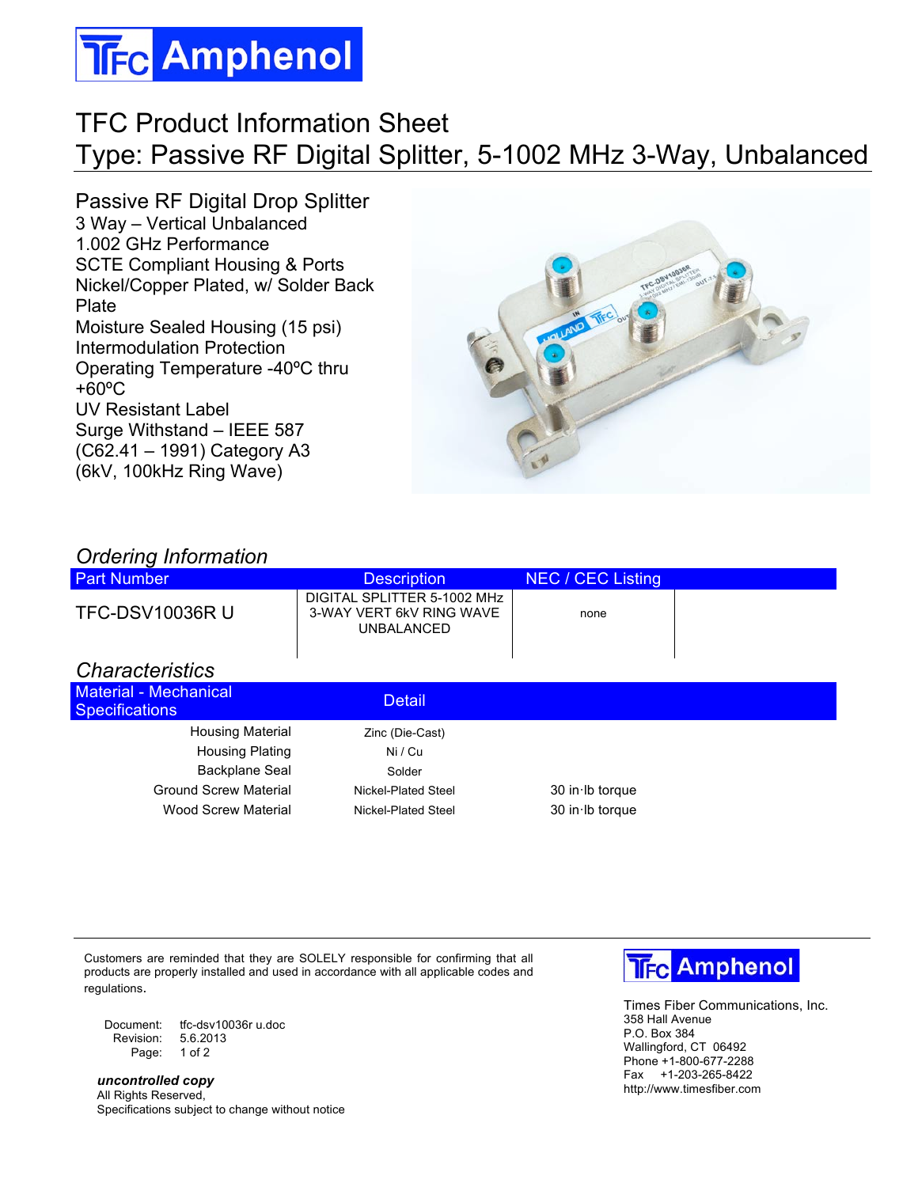# TFC Product Information Sheet
# Type: Passive RF Digital Splitter, 5-1002 MHz 3-Way, Unbalanced

Passive RF Digital Drop Splitter
3 Way – Vertical Unbalanced
1.002 GHz Performance
SCTE Compliant Housing & Ports
Nickel/Copper Plated, w/ Solder Back Plate
Moisture Sealed Housing (15 psi)
Intermodulation Protection
Operating Temperature -40ºC thru +60ºC
UV Resistant Label
Surge Withstand – IEEE 587 (C62.41 – 1991) Category A3 (6kV, 100kHz Ring Wave)

## *Ordering Information*

| Part Number | Description | NEC / CEC Listing | |
|---|---|---|---|
| TFC-DSV10036R U | DIGITAL SPLITTER 5-1002 MHz 3-WAY VERT 6kV RING WAVE UNBALANCED | none | |

## *Characteristics*

| Material - Mechanical Specifications | Detail | |
|---|---|---|
| Housing Material | Zinc (Die-Cast) | |
| Housing Plating | Ni / Cu | |
| Backplane Seal | Solder | |
| Ground Screw Material | Nickel-Plated Steel | 30 in·lb torque |
| Wood Screw Material | Nickel-Plated Steel | 30 in·lb torque |

Customers are reminded that they are SOLELY responsible for confirming that all products are properly installed and used in accordance with all applicable codes and regulations.

Document: tfc-dsv10036r u.doc
Revision: 5.6.2013

***uncontrolled copy***
All Rights Reserved,
Specifications subject to change without notice

Times Fiber Communications, Inc.
358 Hall Avenue
P.O. Box 384
Wallingford, CT 06492
Phone +1-800-677-2288
Fax +1-203-265-8422
http://www.timesfiber.com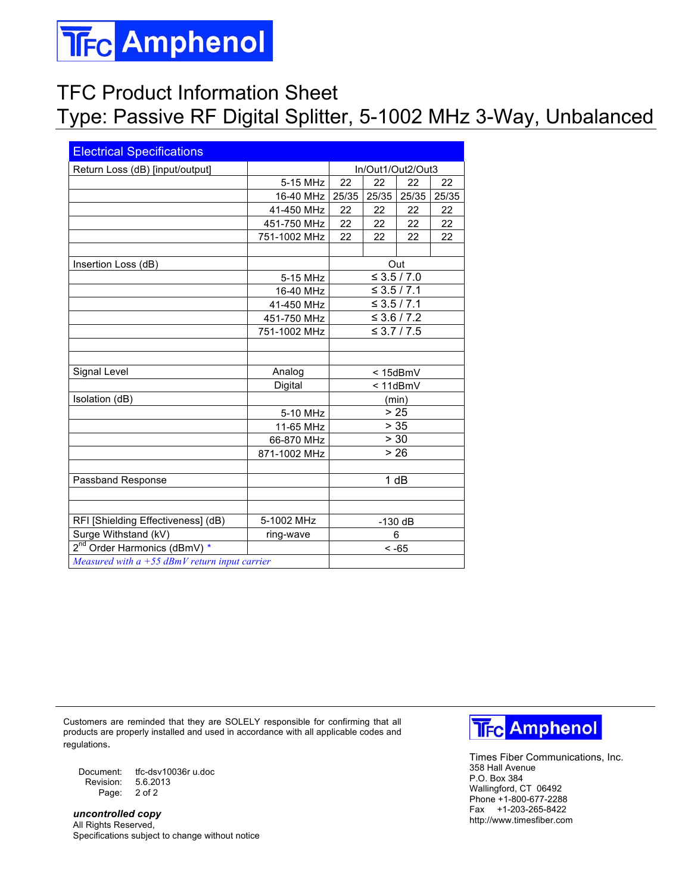# TFC Product Information Sheet

# Type: Passive RF Digital Splitter, 5-1002 MHz 3-Way, Unbalanced

| Electrical Specifications | | | | | |
|---|---|---|---|---|---|
| Return Loss (dB) [input/output] | | In/Out1/Out2/Out3 | | | |
| | 5-15 MHz | 22 | 22 | 22 | 22 |
| | 16-40 MHz | 25/35 | 25/35 | 25/35 | 25/35 |
| | 41-450 MHz | 22 | 22 | 22 | 22 |
| | 451-750 MHz | 22 | 22 | 22 | 22 |
| | 751-1002 MHz | 22 | 22 | 22 | 22 |
| | | | | | |
| Insertion Loss (dB) | | Out | | | |
| | 5-15 MHz | ≤ 3.5 / 7.0 | | | |
| | 16-40 MHz | ≤ 3.5 / 7.1 | | | |
| | 41-450 MHz | ≤ 3.5 / 7.1 | | | |
| | 451-750 MHz | ≤ 3.6 / 7.2 | | | |
| | 751-1002 MHz | ≤ 3.7 / 7.5 | | | |
| | | | | | |
| | | | | | |
| Signal Level | Analog | < 15dBmV | | | |
| | Digital | < 11dBmV | | | |
| Isolation (dB) | | (min) | | | |
| | 5-10 MHz | > 25 | | | |
| | 11-65 MHz | > 35 | | | |
| | 66-870 MHz | > 30 | | | |
| | 871-1002 MHz | > 26 | | | |
| | | | | | |
| Passband Response | | 1 dB | | | |
| | | | | | |
| | | | | | |
| RFI [Shielding Effectiveness] (dB) | 5-1002 MHz | -130 dB | | | |
| Surge Withstand (kV) | ring-wave | 6 | | | |
| 2nd Order Harmonics (dBmV) * | | < -65 | | | |
| *Measured with a +55 dBmV return input carrier* | | | | | |

Customers are reminded that they are SOLELY responsible for confirming that all products are properly installed and used in accordance with all applicable codes and regulations.

Document: tfc-dsv10036r u.doc
Revision: 5.6.2013

***uncontrolled copy***
All Rights Reserved,
Specifications subject to change without notice

Times Fiber Communications, Inc.
358 Hall Avenue
P.O. Box 384
Wallingford, CT 06492
Phone +1-800-677-2288
Fax +1-203-265-8422
http://www.timesfiber.com